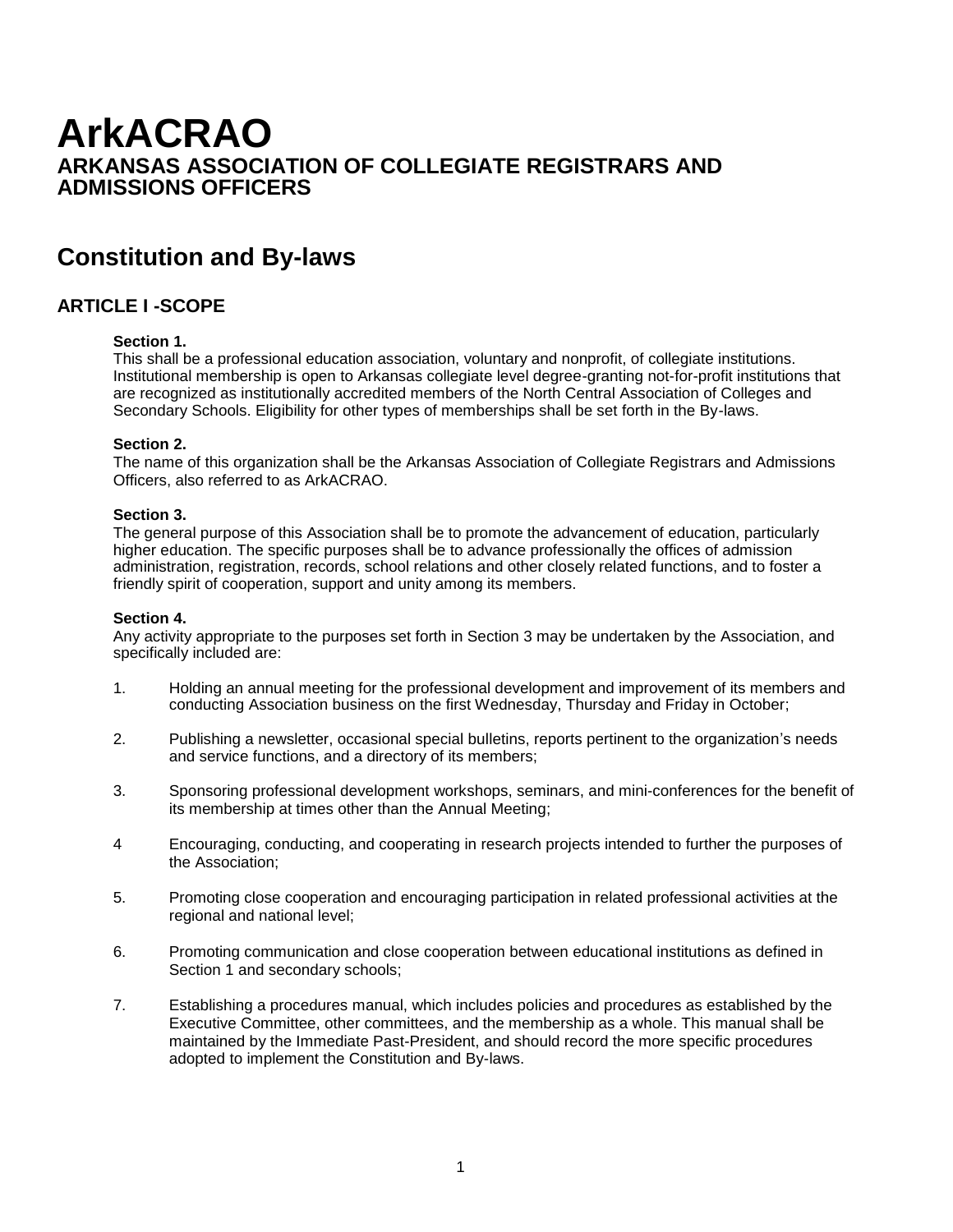# ArkACRAO

## ARKANSAS ASSOCIATION OF COLLEGIATE REGISTRARS AND ADMISSIONS OFFICERS

## Constitution and By-laws

### ARTICLE I -SCOPE

**Section 1.**
This shall be a professional education association, voluntary and nonprofit, of collegiate institutions. Institutional membership is open to Arkansas collegiate level degree-granting not-for-profit institutions that are recognized as institutionally accredited members of the North Central Association of Colleges and Secondary Schools. Eligibility for other types of memberships shall be set forth in the By-laws.

**Section 2.**
The name of this organization shall be the Arkansas Association of Collegiate Registrars and Admissions Officers, also referred to as ArkACRAO.

**Section 3.**
The general purpose of this Association shall be to promote the advancement of education, particularly higher education. The specific purposes shall be to advance professionally the offices of admission administration, registration, records, school relations and other closely related functions, and to foster a friendly spirit of cooperation, support and unity among its members.

**Section 4.**
Any activity appropriate to the purposes set forth in Section 3 may be undertaken by the Association, and specifically included are:

1. Holding an annual meeting for the professional development and improvement of its members and conducting Association business on the first Wednesday, Thursday and Friday in October;

2. Publishing a newsletter, occasional special bulletins, reports pertinent to the organization's needs and service functions, and a directory of its members;

3. Sponsoring professional development workshops, seminars, and mini-conferences for the benefit of its membership at times other than the Annual Meeting;

4 Encouraging, conducting, and cooperating in research projects intended to further the purposes of the Association;

5. Promoting close cooperation and encouraging participation in related professional activities at the regional and national level;

6. Promoting communication and close cooperation between educational institutions as defined in Section 1 and secondary schools;

7. Establishing a procedures manual, which includes policies and procedures as established by the Executive Committee, other committees, and the membership as a whole. This manual shall be maintained by the Immediate Past-President, and should record the more specific procedures adopted to implement the Constitution and By-laws.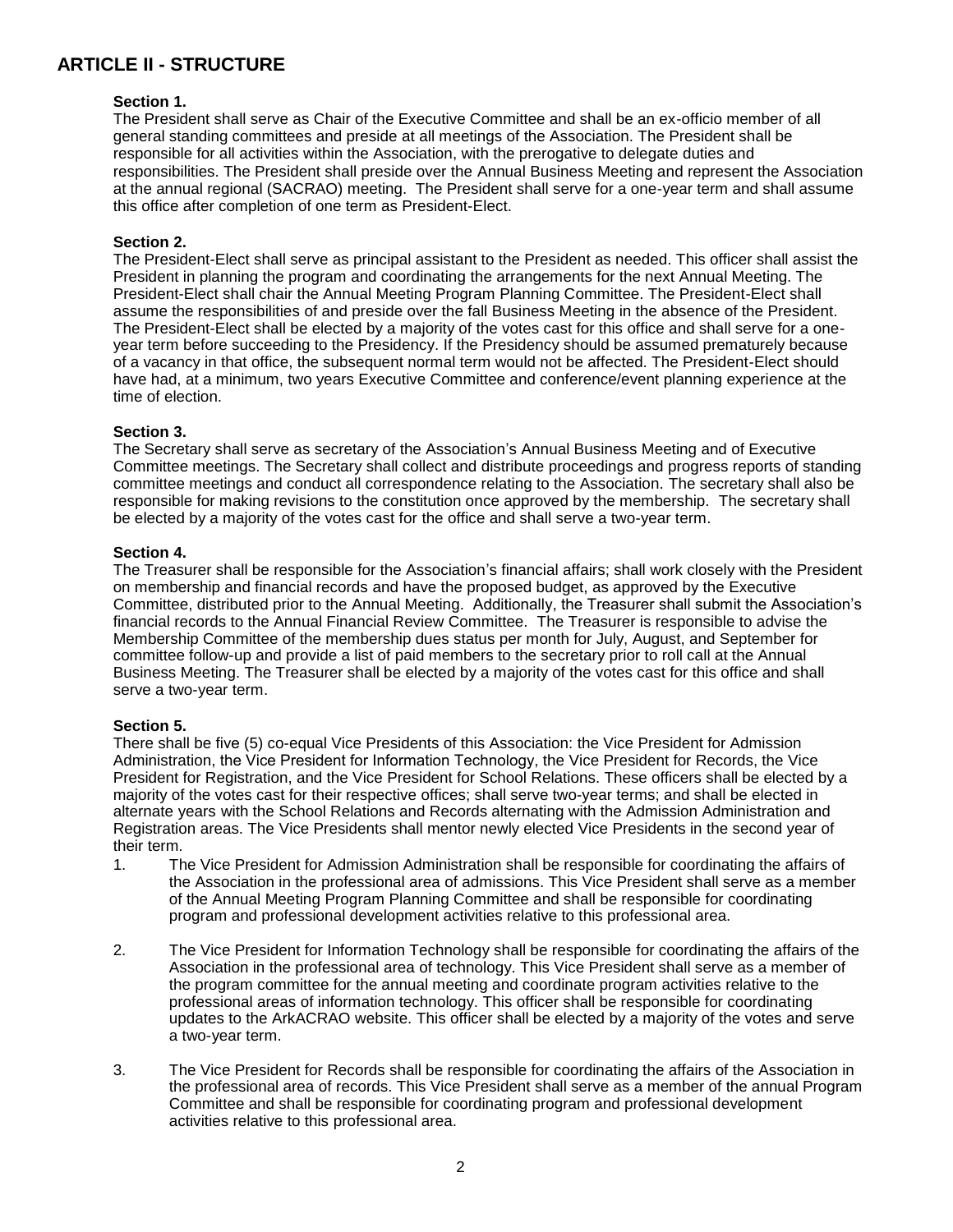## ARTICLE II - STRUCTURE

**Section 1.**
The President shall serve as Chair of the Executive Committee and shall be an ex-officio member of all general standing committees and preside at all meetings of the Association. The President shall be responsible for all activities within the Association, with the prerogative to delegate duties and responsibilities. The President shall preside over the Annual Business Meeting and represent the Association at the annual regional (SACRAO) meeting. The President shall serve for a one-year term and shall assume this office after completion of one term as President-Elect.

**Section 2.**
The President-Elect shall serve as principal assistant to the President as needed. This officer shall assist the President in planning the program and coordinating the arrangements for the next Annual Meeting. The President-Elect shall chair the Annual Meeting Program Planning Committee. The President-Elect shall assume the responsibilities of and preside over the fall Business Meeting in the absence of the President. The President-Elect shall be elected by a majority of the votes cast for this office and shall serve for a one-year term before succeeding to the Presidency. If the Presidency should be assumed prematurely because of a vacancy in that office, the subsequent normal term would not be affected. The President-Elect should have had, at a minimum, two years Executive Committee and conference/event planning experience at the time of election.

**Section 3.**
The Secretary shall serve as secretary of the Association's Annual Business Meeting and of Executive Committee meetings. The Secretary shall collect and distribute proceedings and progress reports of standing committee meetings and conduct all correspondence relating to the Association. The secretary shall also be responsible for making revisions to the constitution once approved by the membership. The secretary shall be elected by a majority of the votes cast for the office and shall serve a two-year term.

**Section 4.**
The Treasurer shall be responsible for the Association's financial affairs; shall work closely with the President on membership and financial records and have the proposed budget, as approved by the Executive Committee, distributed prior to the Annual Meeting. Additionally, the Treasurer shall submit the Association's financial records to the Annual Financial Review Committee. The Treasurer is responsible to advise the Membership Committee of the membership dues status per month for July, August, and September for committee follow-up and provide a list of paid members to the secretary prior to roll call at the Annual Business Meeting. The Treasurer shall be elected by a majority of the votes cast for this office and shall serve a two-year term.

**Section 5.**
There shall be five (5) co-equal Vice Presidents of this Association: the Vice President for Admission Administration, the Vice President for Information Technology, the Vice President for Records, the Vice President for Registration, and the Vice President for School Relations. These officers shall be elected by a majority of the votes cast for their respective offices; shall serve two-year terms; and shall be elected in alternate years with the School Relations and Records alternating with the Admission Administration and Registration areas. The Vice Presidents shall mentor newly elected Vice Presidents in the second year of their term.

1. The Vice President for Admission Administration shall be responsible for coordinating the affairs of the Association in the professional area of admissions. This Vice President shall serve as a member of the Annual Meeting Program Planning Committee and shall be responsible for coordinating program and professional development activities relative to this professional area.

2. The Vice President for Information Technology shall be responsible for coordinating the affairs of the Association in the professional area of technology. This Vice President shall serve as a member of the program committee for the annual meeting and coordinate program activities relative to the professional areas of information technology. This officer shall be responsible for coordinating updates to the ArkACRAO website. This officer shall be elected by a majority of the votes and serve a two-year term.

3. The Vice President for Records shall be responsible for coordinating the affairs of the Association in the professional area of records. This Vice President shall serve as a member of the annual Program Committee and shall be responsible for coordinating program and professional development activities relative to this professional area.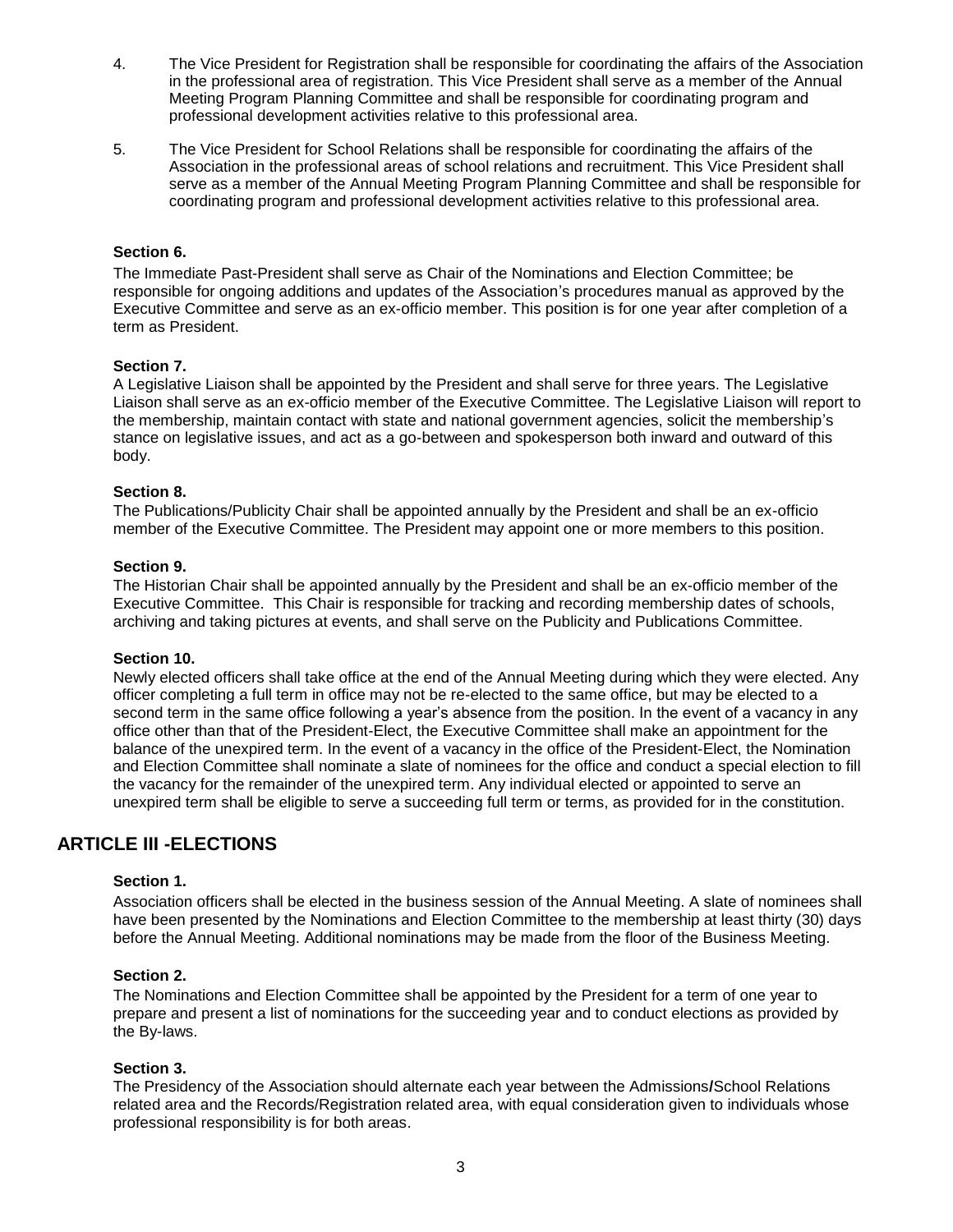4. The Vice President for Registration shall be responsible for coordinating the affairs of the Association in the professional area of registration. This Vice President shall serve as a member of the Annual Meeting Program Planning Committee and shall be responsible for coordinating program and professional development activities relative to this professional area.

5. The Vice President for School Relations shall be responsible for coordinating the affairs of the Association in the professional areas of school relations and recruitment. This Vice President shall serve as a member of the Annual Meeting Program Planning Committee and shall be responsible for coordinating program and professional development activities relative to this professional area.

**Section 6.**

The Immediate Past-President shall serve as Chair of the Nominations and Election Committee; be responsible for ongoing additions and updates of the Association's procedures manual as approved by the Executive Committee and serve as an ex-officio member. This position is for one year after completion of a term as President.

**Section 7.**

A Legislative Liaison shall be appointed by the President and shall serve for three years. The Legislative Liaison shall serve as an ex-officio member of the Executive Committee. The Legislative Liaison will report to the membership, maintain contact with state and national government agencies, solicit the membership's stance on legislative issues, and act as a go-between and spokesperson both inward and outward of this body.

**Section 8.**

The Publications/Publicity Chair shall be appointed annually by the President and shall be an ex-officio member of the Executive Committee. The President may appoint one or more members to this position.

**Section 9.**

The Historian Chair shall be appointed annually by the President and shall be an ex-officio member of the Executive Committee. This Chair is responsible for tracking and recording membership dates of schools, archiving and taking pictures at events, and shall serve on the Publicity and Publications Committee.

**Section 10.**

Newly elected officers shall take office at the end of the Annual Meeting during which they were elected. Any officer completing a full term in office may not be re-elected to the same office, but may be elected to a second term in the same office following a year's absence from the position. In the event of a vacancy in any office other than that of the President-Elect, the Executive Committee shall make an appointment for the balance of the unexpired term. In the event of a vacancy in the office of the President-Elect, the Nomination and Election Committee shall nominate a slate of nominees for the office and conduct a special election to fill the vacancy for the remainder of the unexpired term. Any individual elected or appointed to serve an unexpired term shall be eligible to serve a succeeding full term or terms, as provided for in the constitution.

## ARTICLE III -ELECTIONS

**Section 1.**

Association officers shall be elected in the business session of the Annual Meeting. A slate of nominees shall have been presented by the Nominations and Election Committee to the membership at least thirty (30) days before the Annual Meeting. Additional nominations may be made from the floor of the Business Meeting.

**Section 2.**

The Nominations and Election Committee shall be appointed by the President for a term of one year to prepare and present a list of nominations for the succeeding year and to conduct elections as provided by the By-laws.

**Section 3.**

The Presidency of the Association should alternate each year between the Admissions/School Relations related area and the Records/Registration related area, with equal consideration given to individuals whose professional responsibility is for both areas.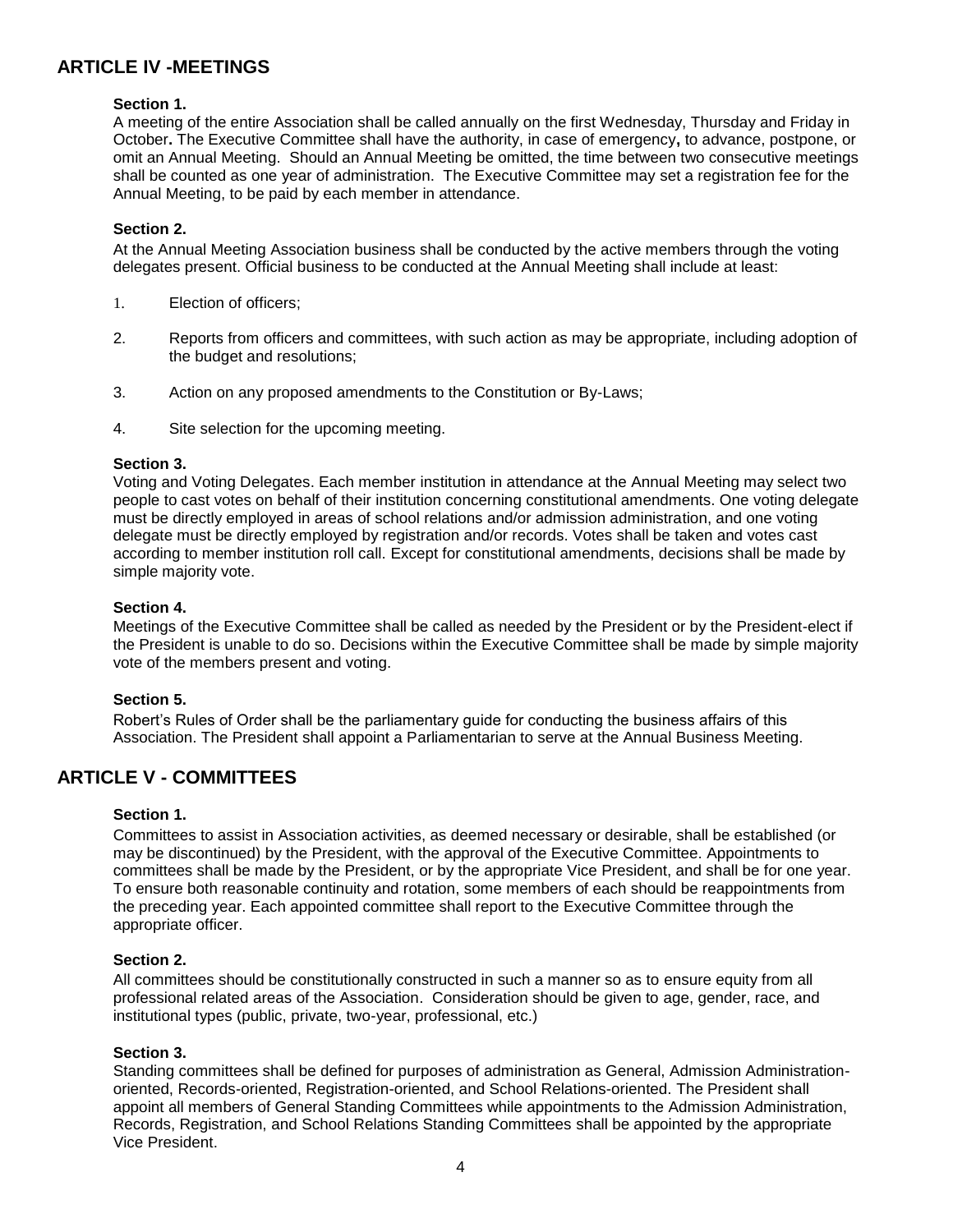## ARTICLE IV -MEETINGS

### Section 1.

A meeting of the entire Association shall be called annually on the first Wednesday, Thursday and Friday in October**.** The Executive Committee shall have the authority, in case of emergency**,** to advance, postpone, or omit an Annual Meeting. Should an Annual Meeting be omitted, the time between two consecutive meetings shall be counted as one year of administration. The Executive Committee may set a registration fee for the Annual Meeting, to be paid by each member in attendance.

### Section 2.

At the Annual Meeting Association business shall be conducted by the active members through the voting delegates present. Official business to be conducted at the Annual Meeting shall include at least:

1. Election of officers;
2. Reports from officers and committees, with such action as may be appropriate, including adoption of the budget and resolutions;
3. Action on any proposed amendments to the Constitution or By-Laws;
4. Site selection for the upcoming meeting.

### Section 3.

Voting and Voting Delegates. Each member institution in attendance at the Annual Meeting may select two people to cast votes on behalf of their institution concerning constitutional amendments. One voting delegate must be directly employed in areas of school relations and/or admission administration, and one voting delegate must be directly employed by registration and/or records. Votes shall be taken and votes cast according to member institution roll call. Except for constitutional amendments, decisions shall be made by simple majority vote.

### Section 4.

Meetings of the Executive Committee shall be called as needed by the President or by the President-elect if the President is unable to do so. Decisions within the Executive Committee shall be made by simple majority vote of the members present and voting.

### Section 5.

Robert's Rules of Order shall be the parliamentary guide for conducting the business affairs of this Association. The President shall appoint a Parliamentarian to serve at the Annual Business Meeting.

## ARTICLE V - COMMITTEES

### Section 1.

Committees to assist in Association activities, as deemed necessary or desirable, shall be established (or may be discontinued) by the President, with the approval of the Executive Committee. Appointments to committees shall be made by the President, or by the appropriate Vice President, and shall be for one year. To ensure both reasonable continuity and rotation, some members of each should be reappointments from the preceding year. Each appointed committee shall report to the Executive Committee through the appropriate officer.

### Section 2.

All committees should be constitutionally constructed in such a manner so as to ensure equity from all professional related areas of the Association. Consideration should be given to age, gender, race, and institutional types (public, private, two-year, professional, etc.)

### Section 3.

Standing committees shall be defined for purposes of administration as General, Admission Administration-oriented, Records-oriented, Registration-oriented, and School Relations-oriented. The President shall appoint all members of General Standing Committees while appointments to the Admission Administration, Records, Registration, and School Relations Standing Committees shall be appointed by the appropriate Vice President.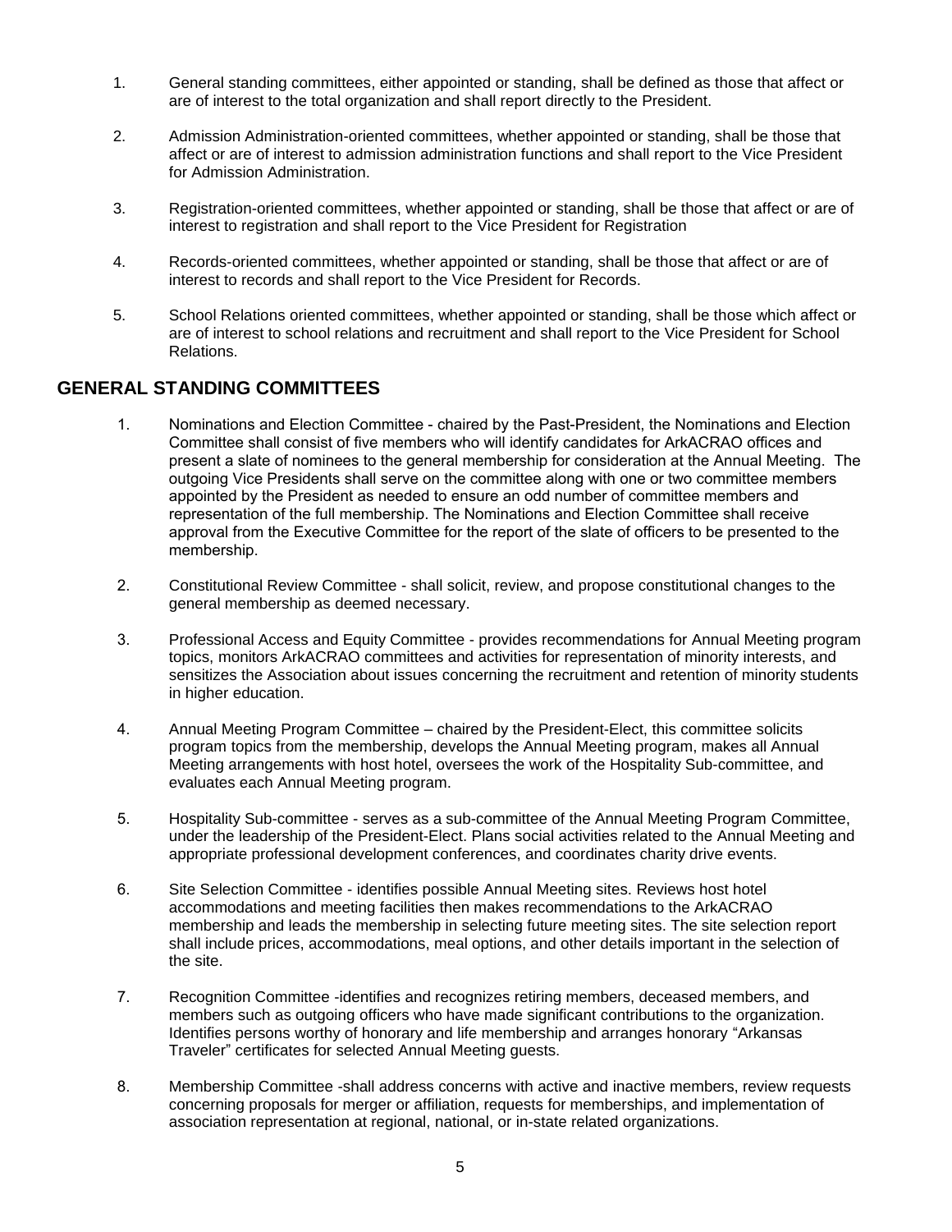1. General standing committees, either appointed or standing, shall be defined as those that affect or are of interest to the total organization and shall report directly to the President.

2. Admission Administration-oriented committees, whether appointed or standing, shall be those that affect or are of interest to admission administration functions and shall report to the Vice President for Admission Administration.

3. Registration-oriented committees, whether appointed or standing, shall be those that affect or are of interest to registration and shall report to the Vice President for Registration

4. Records-oriented committees, whether appointed or standing, shall be those that affect or are of interest to records and shall report to the Vice President for Records.

5. School Relations oriented committees, whether appointed or standing, shall be those which affect or are of interest to school relations and recruitment and shall report to the Vice President for School Relations.

## GENERAL STANDING COMMITTEES

1. Nominations and Election Committee - chaired by the Past-President, the Nominations and Election Committee shall consist of five members who will identify candidates for ArkACRAO offices and present a slate of nominees to the general membership for consideration at the Annual Meeting. The outgoing Vice Presidents shall serve on the committee along with one or two committee members appointed by the President as needed to ensure an odd number of committee members and representation of the full membership. The Nominations and Election Committee shall receive approval from the Executive Committee for the report of the slate of officers to be presented to the membership.

2. Constitutional Review Committee - shall solicit, review, and propose constitutional changes to the general membership as deemed necessary.

3. Professional Access and Equity Committee - provides recommendations for Annual Meeting program topics, monitors ArkACRAO committees and activities for representation of minority interests, and sensitizes the Association about issues concerning the recruitment and retention of minority students in higher education.

4. Annual Meeting Program Committee – chaired by the President-Elect, this committee solicits program topics from the membership, develops the Annual Meeting program, makes all Annual Meeting arrangements with host hotel, oversees the work of the Hospitality Sub-committee, and evaluates each Annual Meeting program.

5. Hospitality Sub-committee - serves as a sub-committee of the Annual Meeting Program Committee, under the leadership of the President-Elect. Plans social activities related to the Annual Meeting and appropriate professional development conferences, and coordinates charity drive events.

6. Site Selection Committee - identifies possible Annual Meeting sites. Reviews host hotel accommodations and meeting facilities then makes recommendations to the ArkACRAO membership and leads the membership in selecting future meeting sites. The site selection report shall include prices, accommodations, meal options, and other details important in the selection of the site.

7. Recognition Committee -identifies and recognizes retiring members, deceased members, and members such as outgoing officers who have made significant contributions to the organization. Identifies persons worthy of honorary and life membership and arranges honorary "Arkansas Traveler" certificates for selected Annual Meeting guests.

8. Membership Committee -shall address concerns with active and inactive members, review requests concerning proposals for merger or affiliation, requests for memberships, and implementation of association representation at regional, national, or in-state related organizations.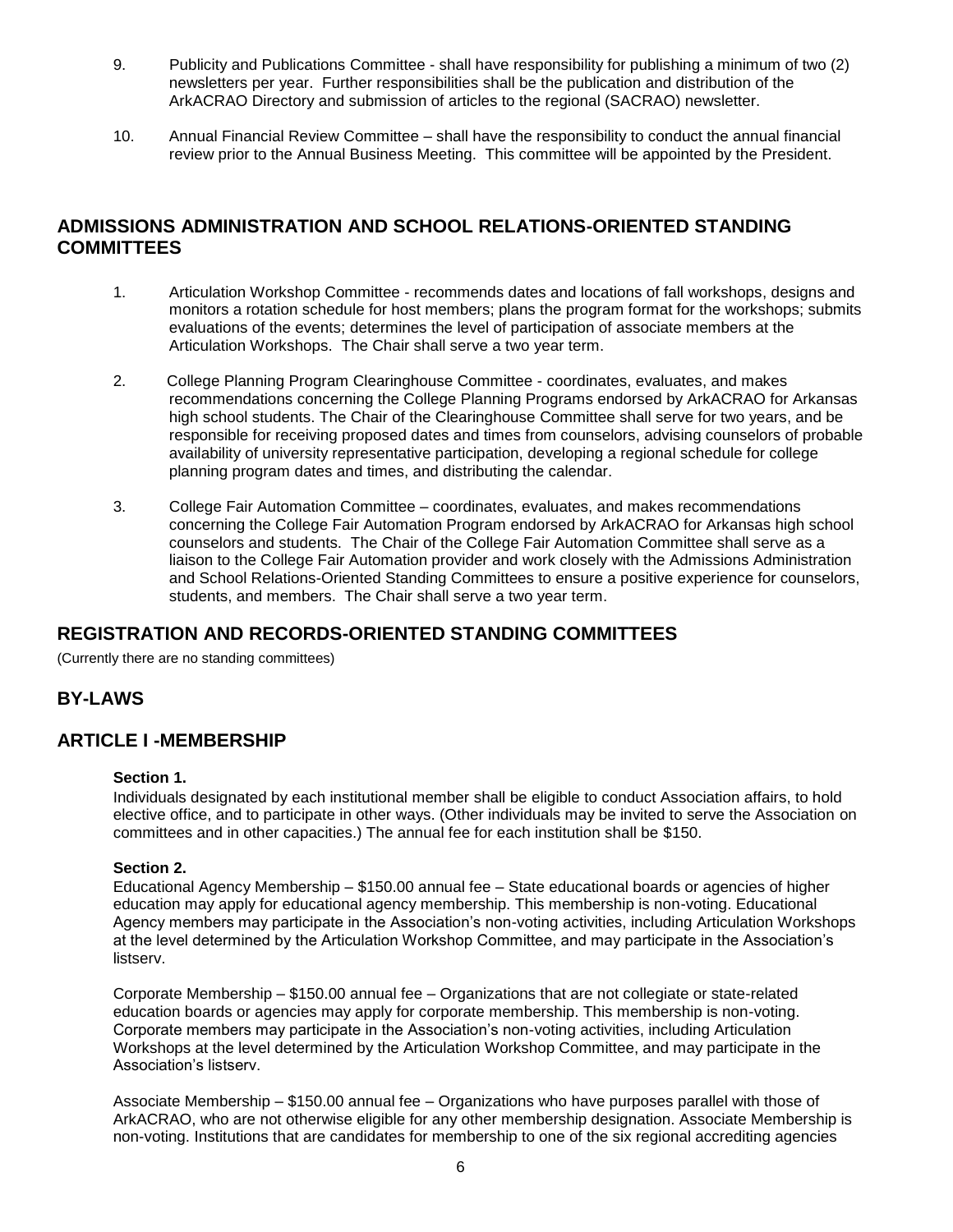9. Publicity and Publications Committee - shall have responsibility for publishing a minimum of two (2) newsletters per year. Further responsibilities shall be the publication and distribution of the ArkACRAO Directory and submission of articles to the regional (SACRAO) newsletter.

10. Annual Financial Review Committee – shall have the responsibility to conduct the annual financial review prior to the Annual Business Meeting. This committee will be appointed by the President.

## ADMISSIONS ADMINISTRATION AND SCHOOL RELATIONS-ORIENTED STANDING COMMITTEES

1. Articulation Workshop Committee - recommends dates and locations of fall workshops, designs and monitors a rotation schedule for host members; plans the program format for the workshops; submits evaluations of the events; determines the level of participation of associate members at the Articulation Workshops. The Chair shall serve a two year term.

2. College Planning Program Clearinghouse Committee - coordinates, evaluates, and makes recommendations concerning the College Planning Programs endorsed by ArkACRAO for Arkansas high school students. The Chair of the Clearinghouse Committee shall serve for two years, and be responsible for receiving proposed dates and times from counselors, advising counselors of probable availability of university representative participation, developing a regional schedule for college planning program dates and times, and distributing the calendar.

3. College Fair Automation Committee – coordinates, evaluates, and makes recommendations concerning the College Fair Automation Program endorsed by ArkACRAO for Arkansas high school counselors and students. The Chair of the College Fair Automation Committee shall serve as a liaison to the College Fair Automation provider and work closely with the Admissions Administration and School Relations-Oriented Standing Committees to ensure a positive experience for counselors, students, and members. The Chair shall serve a two year term.

## REGISTRATION AND RECORDS-ORIENTED STANDING COMMITTEES

(Currently there are no standing committees)

## BY-LAWS

## ARTICLE I -MEMBERSHIP

**Section 1.**

Individuals designated by each institutional member shall be eligible to conduct Association affairs, to hold elective office, and to participate in other ways. (Other individuals may be invited to serve the Association on committees and in other capacities.) The annual fee for each institution shall be $150.

**Section 2.**

Educational Agency Membership – $150.00 annual fee – State educational boards or agencies of higher education may apply for educational agency membership. This membership is non-voting. Educational Agency members may participate in the Association's non-voting activities, including Articulation Workshops at the level determined by the Articulation Workshop Committee, and may participate in the Association's listserv.

Corporate Membership – $150.00 annual fee – Organizations that are not collegiate or state-related education boards or agencies may apply for corporate membership. This membership is non-voting. Corporate members may participate in the Association's non-voting activities, including Articulation Workshops at the level determined by the Articulation Workshop Committee, and may participate in the Association's listserv.

Associate Membership – $150.00 annual fee – Organizations who have purposes parallel with those of ArkACRAO, who are not otherwise eligible for any other membership designation. Associate Membership is non-voting. Institutions that are candidates for membership to one of the six regional accrediting agencies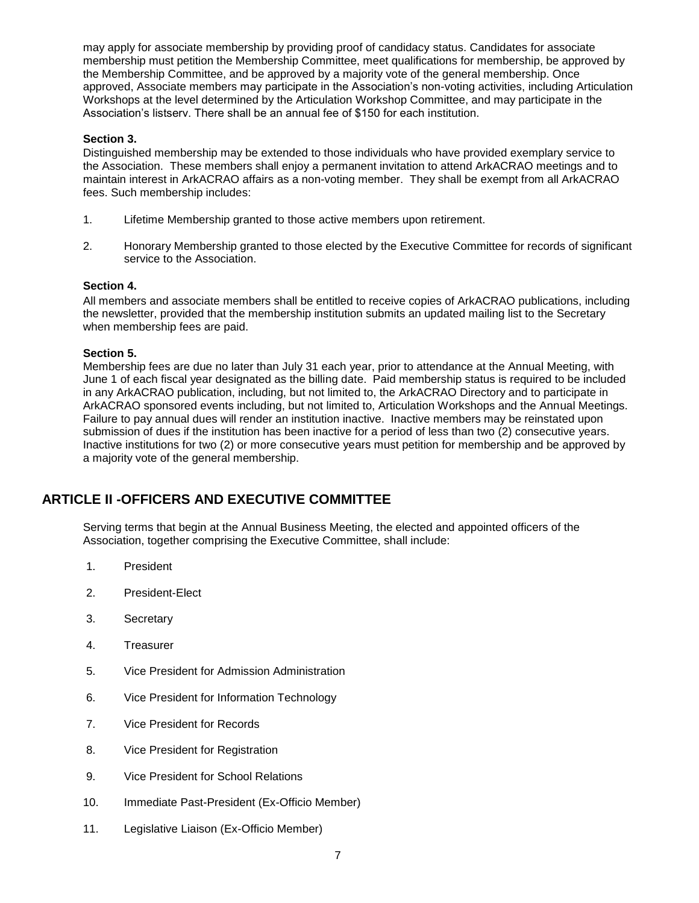may apply for associate membership by providing proof of candidacy status. Candidates for associate membership must petition the Membership Committee, meet qualifications for membership, be approved by the Membership Committee, and be approved by a majority vote of the general membership. Once approved, Associate members may participate in the Association's non-voting activities, including Articulation Workshops at the level determined by the Articulation Workshop Committee, and may participate in the Association's listserv. There shall be an annual fee of $150 for each institution.

**Section 3.**
Distinguished membership may be extended to those individuals who have provided exemplary service to the Association. These members shall enjoy a permanent invitation to attend ArkACRAO meetings and to maintain interest in ArkACRAO affairs as a non-voting member. They shall be exempt from all ArkACRAO fees. Such membership includes:

1. Lifetime Membership granted to those active members upon retirement.

2. Honorary Membership granted to those elected by the Executive Committee for records of significant service to the Association.

**Section 4.**
All members and associate members shall be entitled to receive copies of ArkACRAO publications, including the newsletter, provided that the membership institution submits an updated mailing list to the Secretary when membership fees are paid.

**Section 5.**
Membership fees are due no later than July 31 each year, prior to attendance at the Annual Meeting, with June 1 of each fiscal year designated as the billing date. Paid membership status is required to be included in any ArkACRAO publication, including, but not limited to, the ArkACRAO Directory and to participate in ArkACRAO sponsored events including, but not limited to, Articulation Workshops and the Annual Meetings. Failure to pay annual dues will render an institution inactive. Inactive members may be reinstated upon submission of dues if the institution has been inactive for a period of less than two (2) consecutive years. Inactive institutions for two (2) or more consecutive years must petition for membership and be approved by a majority vote of the general membership.

## ARTICLE II -OFFICERS AND EXECUTIVE COMMITTEE

Serving terms that begin at the Annual Business Meeting, the elected and appointed officers of the Association, together comprising the Executive Committee, shall include:

1. President
2. President-Elect
3. Secretary
4. Treasurer
5. Vice President for Admission Administration
6. Vice President for Information Technology
7. Vice President for Records
8. Vice President for Registration
9. Vice President for School Relations
10. Immediate Past-President (Ex-Officio Member)
11. Legislative Liaison (Ex-Officio Member)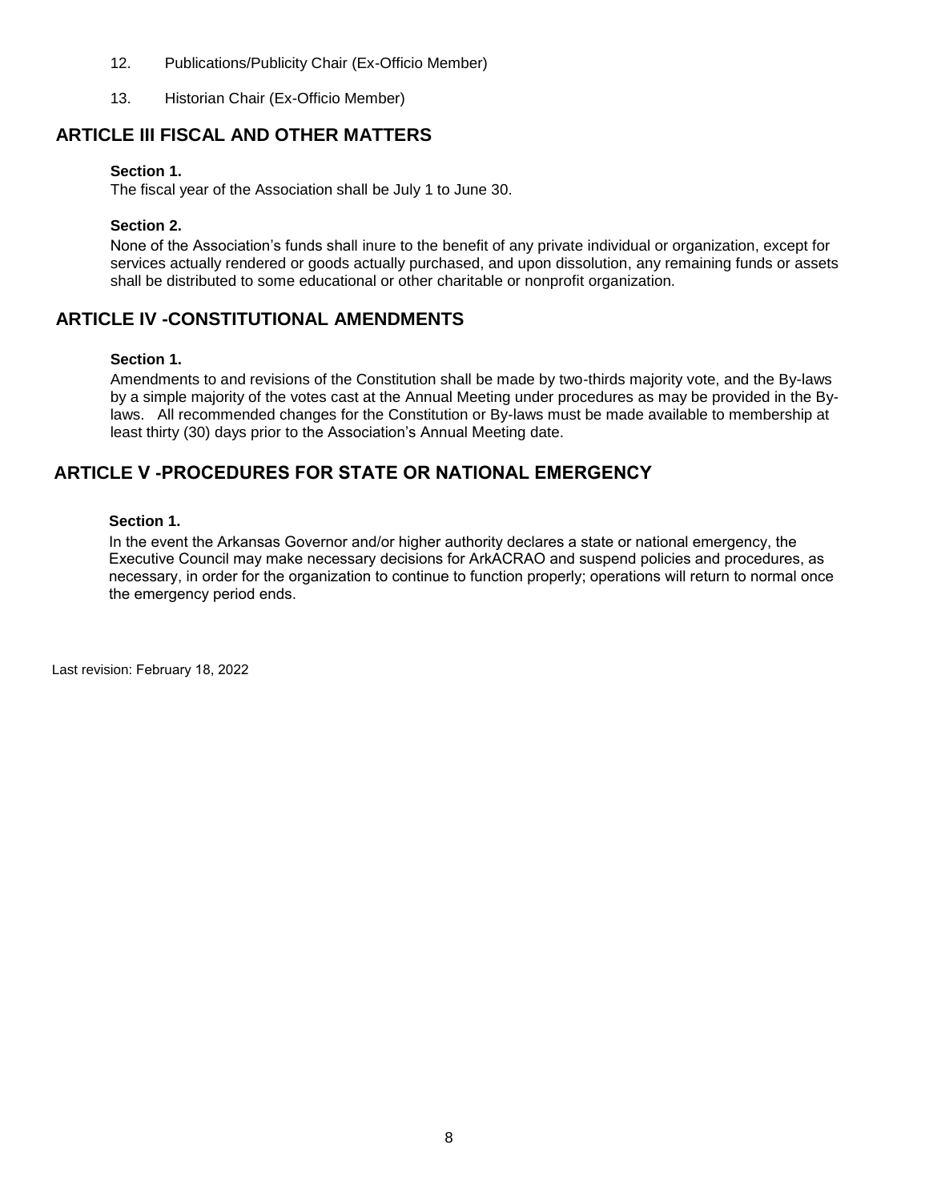12. Publications/Publicity Chair (Ex-Officio Member)

13. Historian Chair (Ex-Officio Member)

## ARTICLE III FISCAL AND OTHER MATTERS

**Section 1.**

The fiscal year of the Association shall be July 1 to June 30.

**Section 2.**

None of the Association's funds shall inure to the benefit of any private individual or organization, except for services actually rendered or goods actually purchased, and upon dissolution, any remaining funds or assets shall be distributed to some educational or other charitable or nonprofit organization.

## ARTICLE IV -CONSTITUTIONAL AMENDMENTS

**Section 1.**

Amendments to and revisions of the Constitution shall be made by two-thirds majority vote, and the By-laws by a simple majority of the votes cast at the Annual Meeting under procedures as may be provided in the By-laws. All recommended changes for the Constitution or By-laws must be made available to membership at least thirty (30) days prior to the Association's Annual Meeting date.

## ARTICLE V -PROCEDURES FOR STATE OR NATIONAL EMERGENCY

**Section 1.**

In the event the Arkansas Governor and/or higher authority declares a state or national emergency, the Executive Council may make necessary decisions for ArkACRAO and suspend policies and procedures, as necessary, in order for the organization to continue to function properly; operations will return to normal once the emergency period ends.

Last revision: February 18, 2022